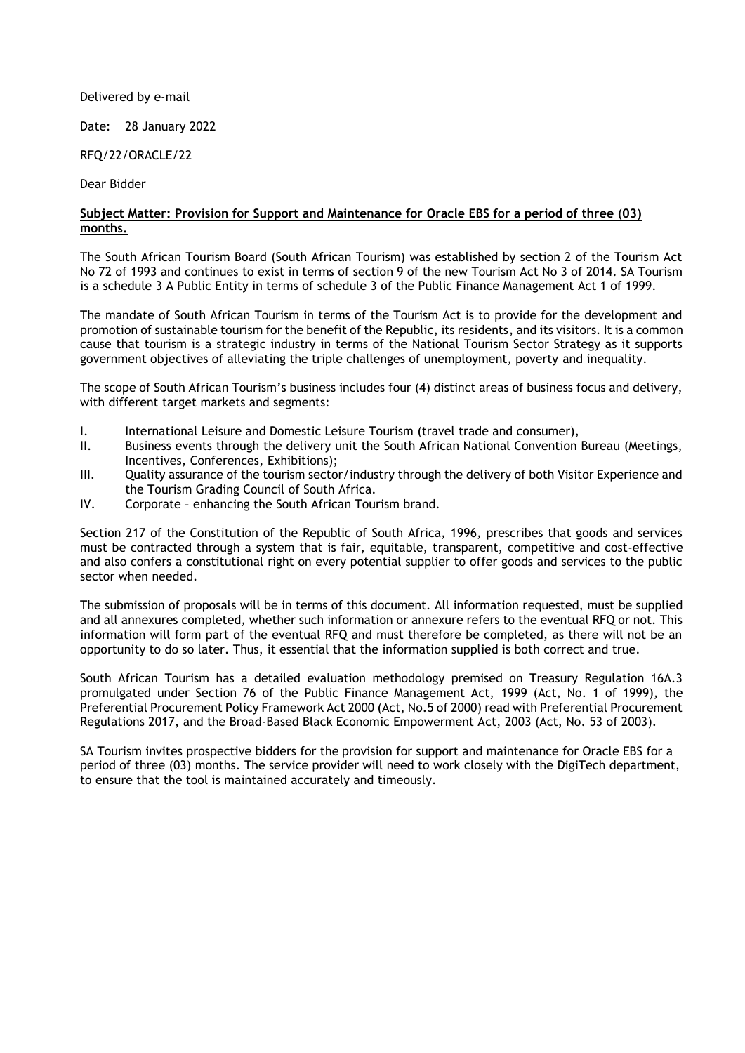Delivered by e-mail

Date: 28 January 2022

RFQ/22/ORACLE/22

Dear Bidder

**Subject Matter: Provision for Support and Maintenance for Oracle EBS for a period of three (03) months.**

The South African Tourism Board (South African Tourism) was established by section 2 of the Tourism Act No 72 of 1993 and continues to exist in terms of section 9 of the new Tourism Act No 3 of 2014. SA Tourism is a schedule 3 A Public Entity in terms of schedule 3 of the Public Finance Management Act 1 of 1999.

The mandate of South African Tourism in terms of the Tourism Act is to provide for the development and promotion of sustainable tourism for the benefit of the Republic, its residents, and its visitors. It is a common cause that tourism is a strategic industry in terms of the National Tourism Sector Strategy as it supports government objectives of alleviating the triple challenges of unemployment, poverty and inequality.

The scope of South African Tourism's business includes four (4) distinct areas of business focus and delivery, with different target markets and segments:

I. International Leisure and Domestic Leisure Tourism (travel trade and consumer),
II. Business events through the delivery unit the South African National Convention Bureau (Meetings, Incentives, Conferences, Exhibitions);
III. Quality assurance of the tourism sector/industry through the delivery of both Visitor Experience and the Tourism Grading Council of South Africa.
IV. Corporate – enhancing the South African Tourism brand.

Section 217 of the Constitution of the Republic of South Africa, 1996, prescribes that goods and services must be contracted through a system that is fair, equitable, transparent, competitive and cost-effective and also confers a constitutional right on every potential supplier to offer goods and services to the public sector when needed.

The submission of proposals will be in terms of this document. All information requested, must be supplied and all annexures completed, whether such information or annexure refers to the eventual RFQ or not. This information will form part of the eventual RFQ and must therefore be completed, as there will not be an opportunity to do so later. Thus, it essential that the information supplied is both correct and true.

South African Tourism has a detailed evaluation methodology premised on Treasury Regulation 16A.3 promulgated under Section 76 of the Public Finance Management Act, 1999 (Act, No. 1 of 1999), the Preferential Procurement Policy Framework Act 2000 (Act, No.5 of 2000) read with Preferential Procurement Regulations 2017, and the Broad-Based Black Economic Empowerment Act, 2003 (Act, No. 53 of 2003).

SA Tourism invites prospective bidders for the provision for support and maintenance for Oracle EBS for a period of three (03) months. The service provider will need to work closely with the DigiTech department, to ensure that the tool is maintained accurately and timeously.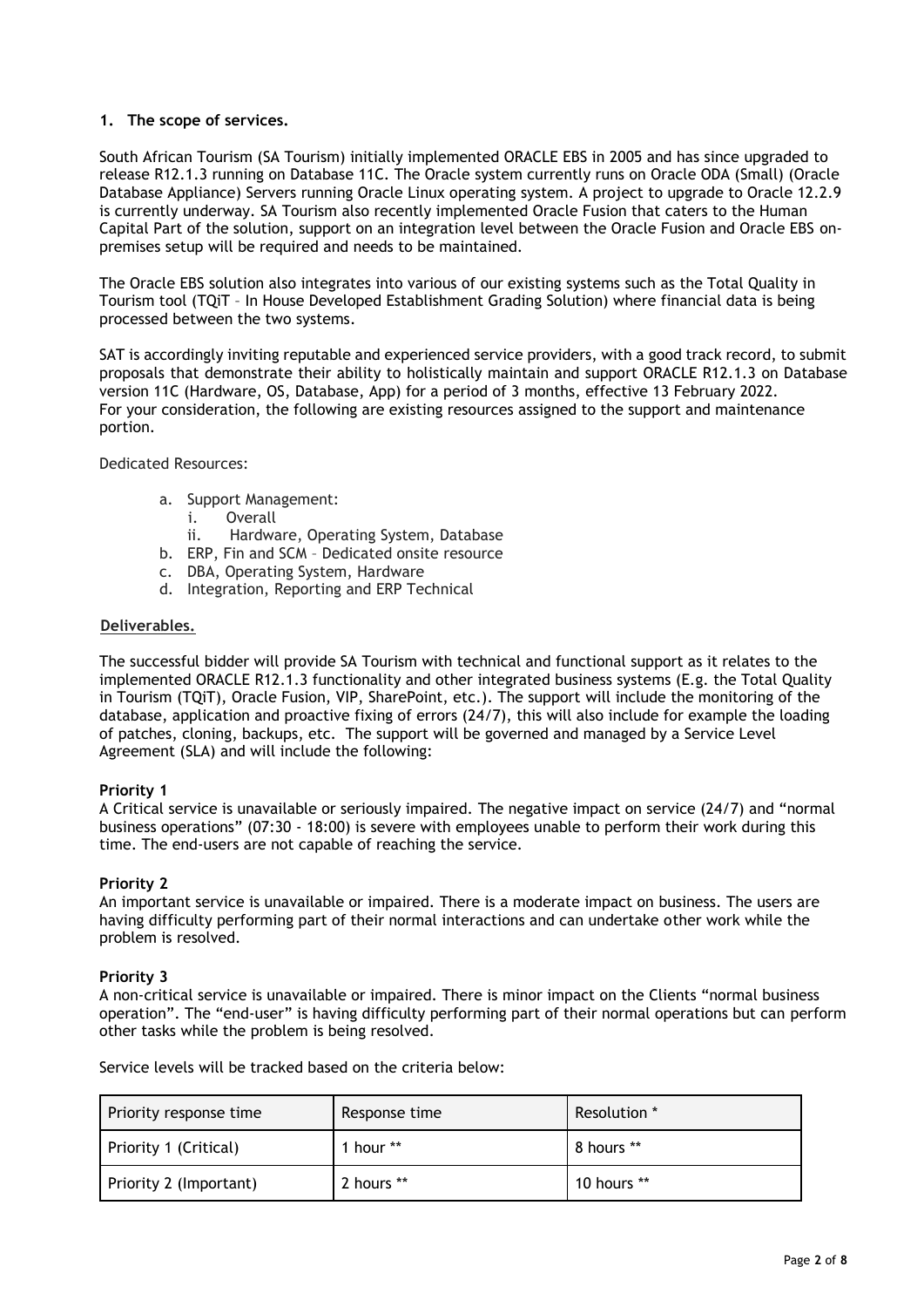## 1. The scope of services.

South African Tourism (SA Tourism) initially implemented ORACLE EBS in 2005 and has since upgraded to release R12.1.3 running on Database 11C. The Oracle system currently runs on Oracle ODA (Small) (Oracle Database Appliance) Servers running Oracle Linux operating system. A project to upgrade to Oracle 12.2.9 is currently underway. SA Tourism also recently implemented Oracle Fusion that caters to the Human Capital Part of the solution, support on an integration level between the Oracle Fusion and Oracle EBS on-premises setup will be required and needs to be maintained.

The Oracle EBS solution also integrates into various of our existing systems such as the Total Quality in Tourism tool (TQiT – In House Developed Establishment Grading Solution) where financial data is being processed between the two systems.

SAT is accordingly inviting reputable and experienced service providers, with a good track record, to submit proposals that demonstrate their ability to holistically maintain and support ORACLE R12.1.3 on Database version 11C (Hardware, OS, Database, App) for a period of 3 months, effective 13 February 2022. For your consideration, the following are existing resources assigned to the support and maintenance portion.

Dedicated Resources:

- a. Support Management:
  - i. Overall
  - ii. Hardware, Operating System, Database
- b. ERP, Fin and SCM – Dedicated onsite resource
- c. DBA, Operating System, Hardware
- d. Integration, Reporting and ERP Technical

**Deliverables.**

The successful bidder will provide SA Tourism with technical and functional support as it relates to the implemented ORACLE R12.1.3 functionality and other integrated business systems (E.g. the Total Quality in Tourism (TQiT), Oracle Fusion, VIP, SharePoint, etc.). The support will include the monitoring of the database, application and proactive fixing of errors (24/7), this will also include for example the loading of patches, cloning, backups, etc. The support will be governed and managed by a Service Level Agreement (SLA) and will include the following:

**Priority 1**
A Critical service is unavailable or seriously impaired. The negative impact on service (24/7) and "normal business operations" (07:30 - 18:00) is severe with employees unable to perform their work during this time. The end-users are not capable of reaching the service.

**Priority 2**
An important service is unavailable or impaired. There is a moderate impact on business. The users are having difficulty performing part of their normal interactions and can undertake other work while the problem is resolved.

**Priority 3**
A non-critical service is unavailable or impaired. There is minor impact on the Clients "normal business operation". The "end-user" is having difficulty performing part of their normal operations but can perform other tasks while the problem is being resolved.

Service levels will be tracked based on the criteria below:

| Priority response time | Response time | Resolution * |
|---|---|---|
| Priority 1 (Critical) | 1 hour ** | 8 hours ** |
| Priority 2 (Important) | 2 hours ** | 10 hours ** |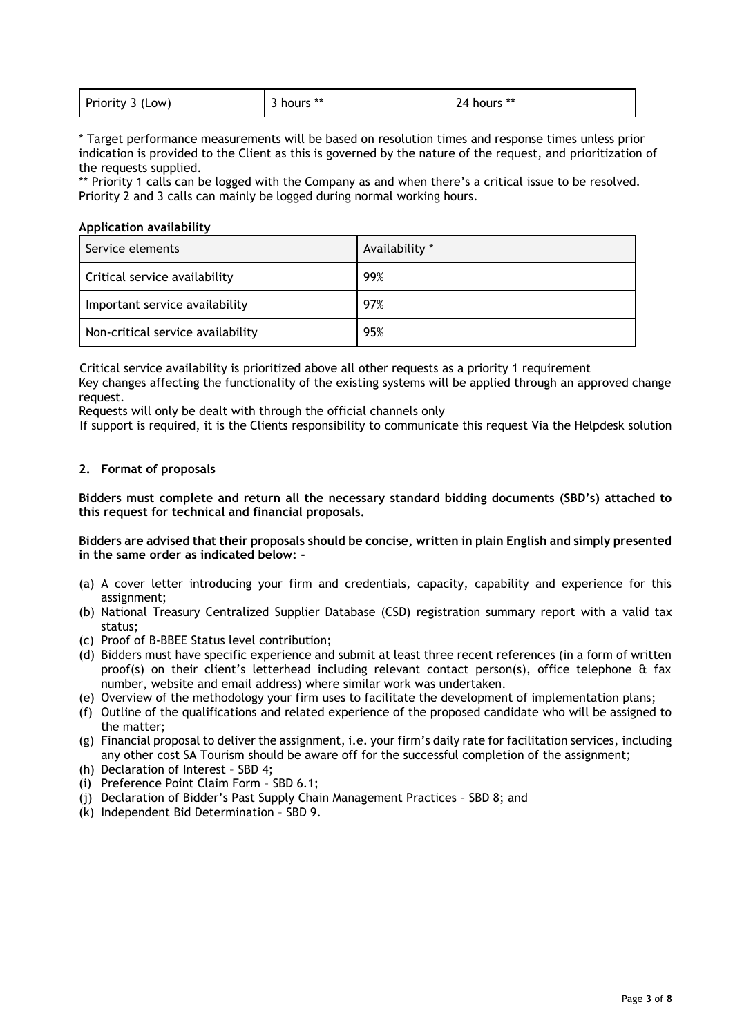| | | |
|---|---|---|
| Priority 3 (Low) | 3 hours ** | 24 hours ** |

* Target performance measurements will be based on resolution times and response times unless prior indication is provided to the Client as this is governed by the nature of the request, and prioritization of the requests supplied.
** Priority 1 calls can be logged with the Company as and when there's a critical issue to be resolved. Priority 2 and 3 calls can mainly be logged during normal working hours.

**Application availability**

| Service elements | Availability * |
|---|---|
| Critical service availability | 99% |
| Important service availability | 97% |
| Non-critical service availability | 95% |

Critical service availability is prioritized above all other requests as a priority 1 requirement
Key changes affecting the functionality of the existing systems will be applied through an approved change request.
Requests will only be dealt with through the official channels only
If support is required, it is the Clients responsibility to communicate this request Via the Helpdesk solution

## 2. Format of proposals

**Bidders must complete and return all the necessary standard bidding documents (SBD's) attached to this request for technical and financial proposals.**

**Bidders are advised that their proposals should be concise, written in plain English and simply presented in the same order as indicated below: -**

(a) A cover letter introducing your firm and credentials, capacity, capability and experience for this assignment;
(b) National Treasury Centralized Supplier Database (CSD) registration summary report with a valid tax status;
(c) Proof of B-BBEE Status level contribution;
(d) Bidders must have specific experience and submit at least three recent references (in a form of written proof(s) on their client's letterhead including relevant contact person(s), office telephone & fax number, website and email address) where similar work was undertaken.
(e) Overview of the methodology your firm uses to facilitate the development of implementation plans;
(f) Outline of the qualifications and related experience of the proposed candidate who will be assigned to the matter;
(g) Financial proposal to deliver the assignment, i.e. your firm's daily rate for facilitation services, including any other cost SA Tourism should be aware off for the successful completion of the assignment;
(h) Declaration of Interest – SBD 4;
(i) Preference Point Claim Form – SBD 6.1;
(j) Declaration of Bidder's Past Supply Chain Management Practices – SBD 8; and
(k) Independent Bid Determination – SBD 9.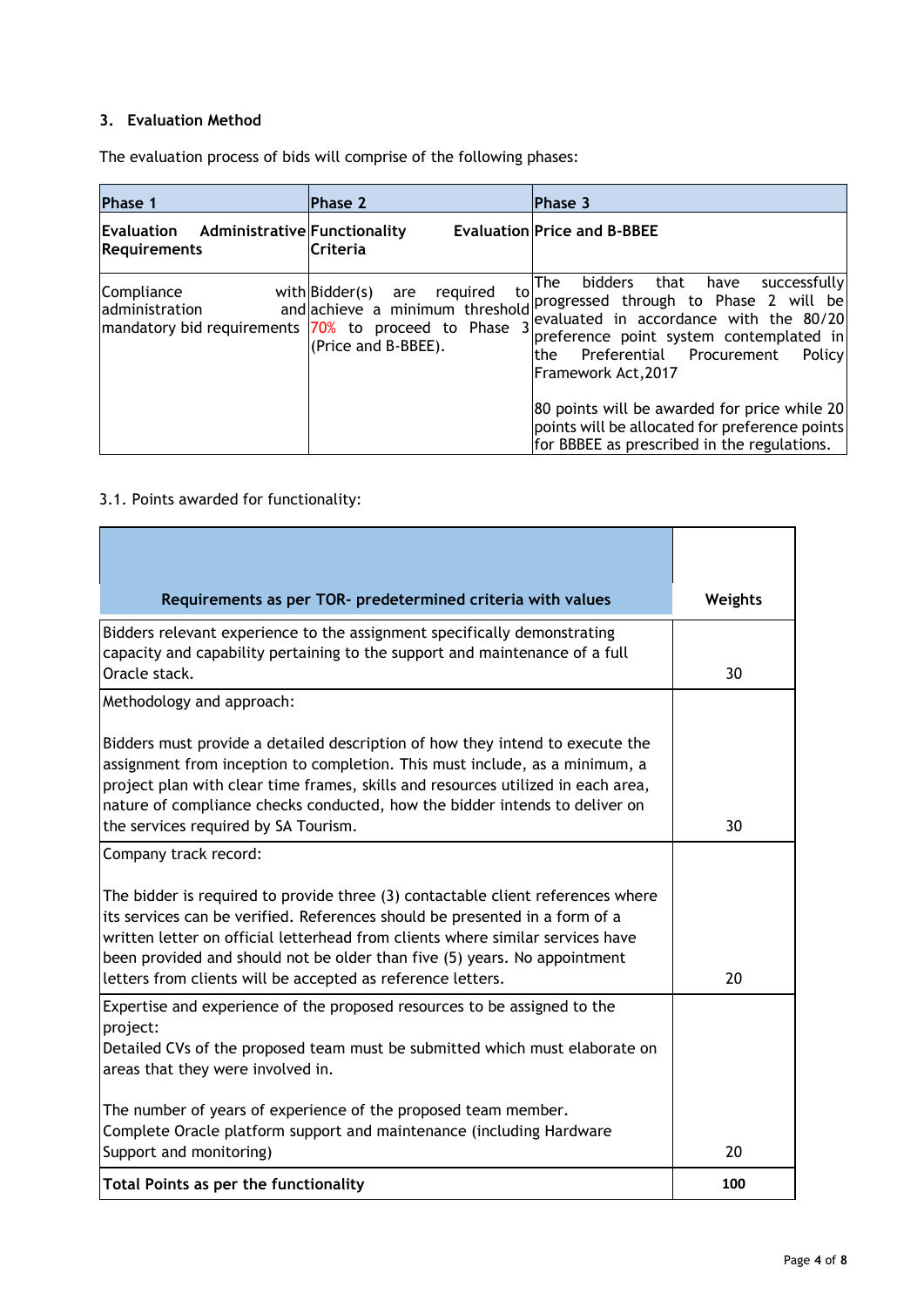### 3. Evaluation Method

The evaluation process of bids will comprise of the following phases:

| Phase 1 | Phase 2 | Phase 3 |
|---|---|---|
| **Evaluation Administrative Requirements** | **Functionality Evaluation Criteria** | **Price and B-BBEE** |
| Compliance with administration and mandatory bid requirements | Bidder(s) are required to achieve a minimum threshold 70% to proceed to Phase 3 (Price and B-BBEE). | The bidders that have successfully progressed through to Phase 2 will be evaluated in accordance with the 80/20 preference point system contemplated in the Preferential Procurement Policy Framework Act,2017<br><br>80 points will be awarded for price while 20 points will be allocated for preference points for BBBEE as prescribed in the regulations. |

3.1. Points awarded for functionality:

| Requirements as per TOR- predetermined criteria with values | Weights |
|---|---|
| Bidders relevant experience to the assignment specifically demonstrating capacity and capability pertaining to the support and maintenance of a full Oracle stack. | 30 |
| Methodology and approach:<br><br>Bidders must provide a detailed description of how they intend to execute the assignment from inception to completion. This must include, as a minimum, a project plan with clear time frames, skills and resources utilized in each area, nature of compliance checks conducted, how the bidder intends to deliver on the services required by SA Tourism. | 30 |
| Company track record:<br><br>The bidder is required to provide three (3) contactable client references where its services can be verified. References should be presented in a form of a written letter on official letterhead from clients where similar services have been provided and should not be older than five (5) years. No appointment letters from clients will be accepted as reference letters. | 20 |
| Expertise and experience of the proposed resources to be assigned to the project:<br>Detailed CVs of the proposed team must be submitted which must elaborate on areas that they were involved in.<br><br>The number of years of experience of the proposed team member.<br>Complete Oracle platform support and maintenance (including Hardware Support and monitoring) | 20 |
| **Total Points as per the functionality** | **100** |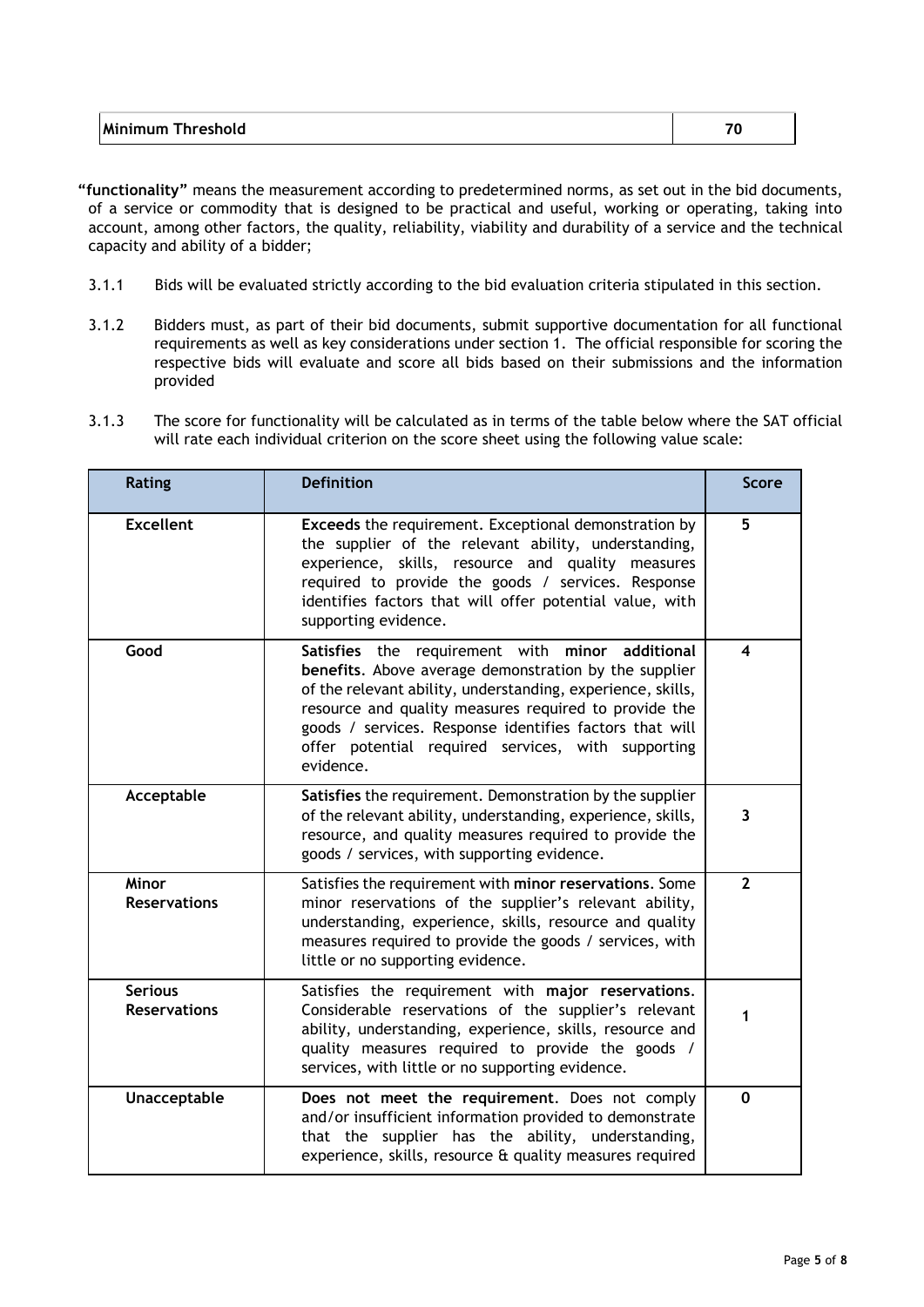| | |
|---|---|
| **Minimum Threshold** | **70** |

**"functionality"** means the measurement according to predetermined norms, as set out in the bid documents, of a service or commodity that is designed to be practical and useful, working or operating, taking into account, among other factors, the quality, reliability, viability and durability of a service and the technical capacity and ability of a bidder;

3.1.1 Bids will be evaluated strictly according to the bid evaluation criteria stipulated in this section.

3.1.2 Bidders must, as part of their bid documents, submit supportive documentation for all functional requirements as well as key considerations under section 1. The official responsible for scoring the respective bids will evaluate and score all bids based on their submissions and the information provided

3.1.3 The score for functionality will be calculated as in terms of the table below where the SAT official will rate each individual criterion on the score sheet using the following value scale:

| Rating | Definition | Score |
|---|---|---|
| **Excellent** | **Exceeds** the requirement. Exceptional demonstration by the supplier of the relevant ability, understanding, experience, skills, resource and quality measures required to provide the goods / services. Response identifies factors that will offer potential value, with supporting evidence. | 5 |
| **Good** | **Satisfies** the requirement with **minor additional benefits**. Above average demonstration by the supplier of the relevant ability, understanding, experience, skills, resource and quality measures required to provide the goods / services. Response identifies factors that will offer potential required services, with supporting evidence. | 4 |
| **Acceptable** | **Satisfies** the requirement. Demonstration by the supplier of the relevant ability, understanding, experience, skills, resource, and quality measures required to provide the goods / services, with supporting evidence. | 3 |
| **Minor Reservations** | Satisfies the requirement with **minor reservations**. Some minor reservations of the supplier's relevant ability, understanding, experience, skills, resource and quality measures required to provide the goods / services, with little or no supporting evidence. | 2 |
| **Serious Reservations** | Satisfies the requirement with **major reservations**. Considerable reservations of the supplier's relevant ability, understanding, experience, skills, resource and quality measures required to provide the goods / services, with little or no supporting evidence. | 1 |
| **Unacceptable** | **Does not meet the requirement**. Does not comply and/or insufficient information provided to demonstrate that the supplier has the ability, understanding, experience, skills, resource & quality measures required | 0 |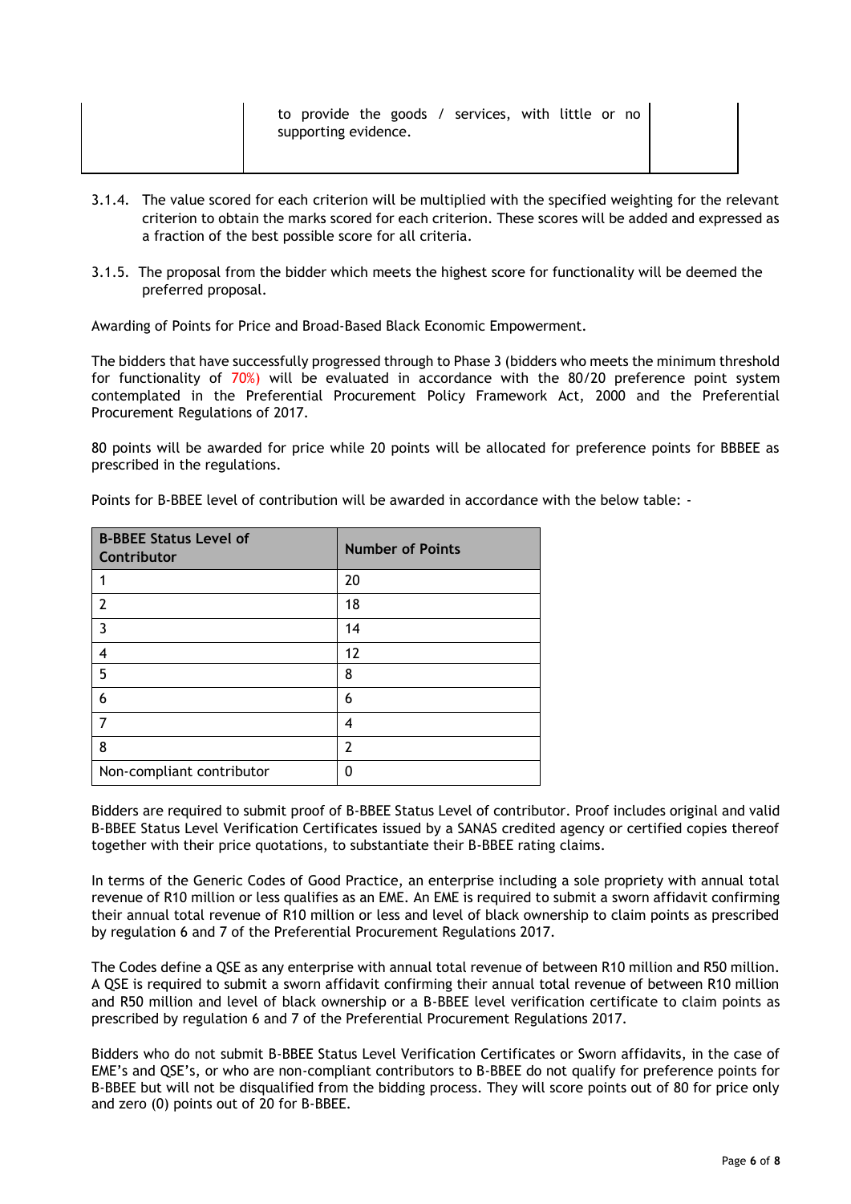| | | |
|---|---|---|
| | to provide the goods / services, with little or no supporting evidence. | |

3.1.4. The value scored for each criterion will be multiplied with the specified weighting for the relevant criterion to obtain the marks scored for each criterion. These scores will be added and expressed as a fraction of the best possible score for all criteria.

3.1.5. The proposal from the bidder which meets the highest score for functionality will be deemed the preferred proposal.

Awarding of Points for Price and Broad-Based Black Economic Empowerment.

The bidders that have successfully progressed through to Phase 3 (bidders who meets the minimum threshold for functionality of 70%) will be evaluated in accordance with the 80/20 preference point system contemplated in the Preferential Procurement Policy Framework Act, 2000 and the Preferential Procurement Regulations of 2017.

80 points will be awarded for price while 20 points will be allocated for preference points for BBBEE as prescribed in the regulations.

Points for B-BBEE level of contribution will be awarded in accordance with the below table: -

| B-BBEE Status Level of Contributor | Number of Points |
|---|---|
| 1 | 20 |
| 2 | 18 |
| 3 | 14 |
| 4 | 12 |
| 5 | 8 |
| 6 | 6 |
| 7 | 4 |
| 8 | 2 |
| Non-compliant contributor | 0 |

Bidders are required to submit proof of B-BBEE Status Level of contributor. Proof includes original and valid B-BBEE Status Level Verification Certificates issued by a SANAS credited agency or certified copies thereof together with their price quotations, to substantiate their B-BBEE rating claims.

In terms of the Generic Codes of Good Practice, an enterprise including a sole propriety with annual total revenue of R10 million or less qualifies as an EME. An EME is required to submit a sworn affidavit confirming their annual total revenue of R10 million or less and level of black ownership to claim points as prescribed by regulation 6 and 7 of the Preferential Procurement Regulations 2017.

The Codes define a QSE as any enterprise with annual total revenue of between R10 million and R50 million. A QSE is required to submit a sworn affidavit confirming their annual total revenue of between R10 million and R50 million and level of black ownership or a B-BBEE level verification certificate to claim points as prescribed by regulation 6 and 7 of the Preferential Procurement Regulations 2017.

Bidders who do not submit B-BBEE Status Level Verification Certificates or Sworn affidavits, in the case of EME's and QSE's, or who are non-compliant contributors to B-BBEE do not qualify for preference points for B-BBEE but will not be disqualified from the bidding process. They will score points out of 80 for price only and zero (0) points out of 20 for B-BBEE.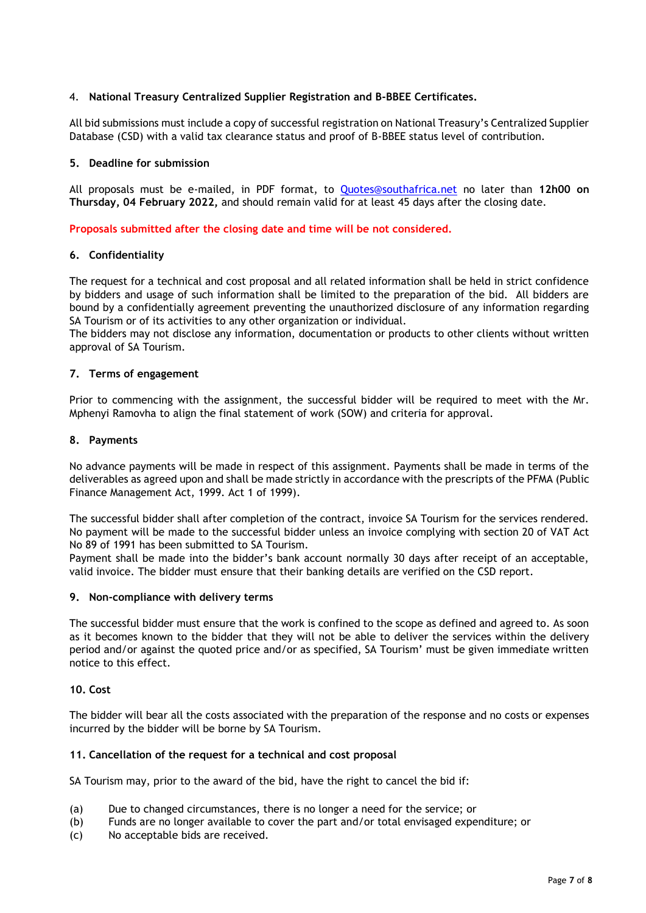## 4. National Treasury Centralized Supplier Registration and B-BBEE Certificates.

All bid submissions must include a copy of successful registration on National Treasury's Centralized Supplier Database (CSD) with a valid tax clearance status and proof of B-BBEE status level of contribution.

## 5. Deadline for submission

All proposals must be e-mailed, in PDF format, to Quotes@southafrica.net no later than **12h00 on Thursday, 04 February 2022,** and should remain valid for at least 45 days after the closing date.

**Proposals submitted after the closing date and time will be not considered.**

## 6. Confidentiality

The request for a technical and cost proposal and all related information shall be held in strict confidence by bidders and usage of such information shall be limited to the preparation of the bid. All bidders are bound by a confidentially agreement preventing the unauthorized disclosure of any information regarding SA Tourism or of its activities to any other organization or individual.
The bidders may not disclose any information, documentation or products to other clients without written approval of SA Tourism.

## 7. Terms of engagement

Prior to commencing with the assignment, the successful bidder will be required to meet with the Mr. Mphenyi Ramovha to align the final statement of work (SOW) and criteria for approval.

## 8. Payments

No advance payments will be made in respect of this assignment. Payments shall be made in terms of the deliverables as agreed upon and shall be made strictly in accordance with the prescripts of the PFMA (Public Finance Management Act, 1999. Act 1 of 1999).

The successful bidder shall after completion of the contract, invoice SA Tourism for the services rendered. No payment will be made to the successful bidder unless an invoice complying with section 20 of VAT Act No 89 of 1991 has been submitted to SA Tourism.
Payment shall be made into the bidder's bank account normally 30 days after receipt of an acceptable, valid invoice. The bidder must ensure that their banking details are verified on the CSD report.

## 9. Non-compliance with delivery terms

The successful bidder must ensure that the work is confined to the scope as defined and agreed to. As soon as it becomes known to the bidder that they will not be able to deliver the services within the delivery period and/or against the quoted price and/or as specified, SA Tourism' must be given immediate written notice to this effect.

## 10. Cost

The bidder will bear all the costs associated with the preparation of the response and no costs or expenses incurred by the bidder will be borne by SA Tourism.

## 11. Cancellation of the request for a technical and cost proposal

SA Tourism may, prior to the award of the bid, have the right to cancel the bid if:

(a) Due to changed circumstances, there is no longer a need for the service; or
(b) Funds are no longer available to cover the part and/or total envisaged expenditure; or
(c) No acceptable bids are received.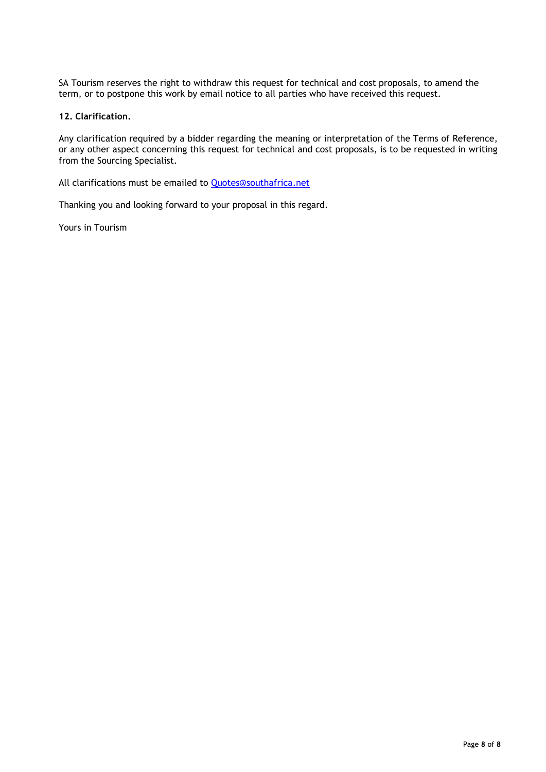SA Tourism reserves the right to withdraw this request for technical and cost proposals, to amend the term, or to postpone this work by email notice to all parties who have received this request.

**12. Clarification.**

Any clarification required by a bidder regarding the meaning or interpretation of the Terms of Reference, or any other aspect concerning this request for technical and cost proposals, is to be requested in writing from the Sourcing Specialist.

All clarifications must be emailed to Quotes@southafrica.net

Thanking you and looking forward to your proposal in this regard.

Yours in Tourism